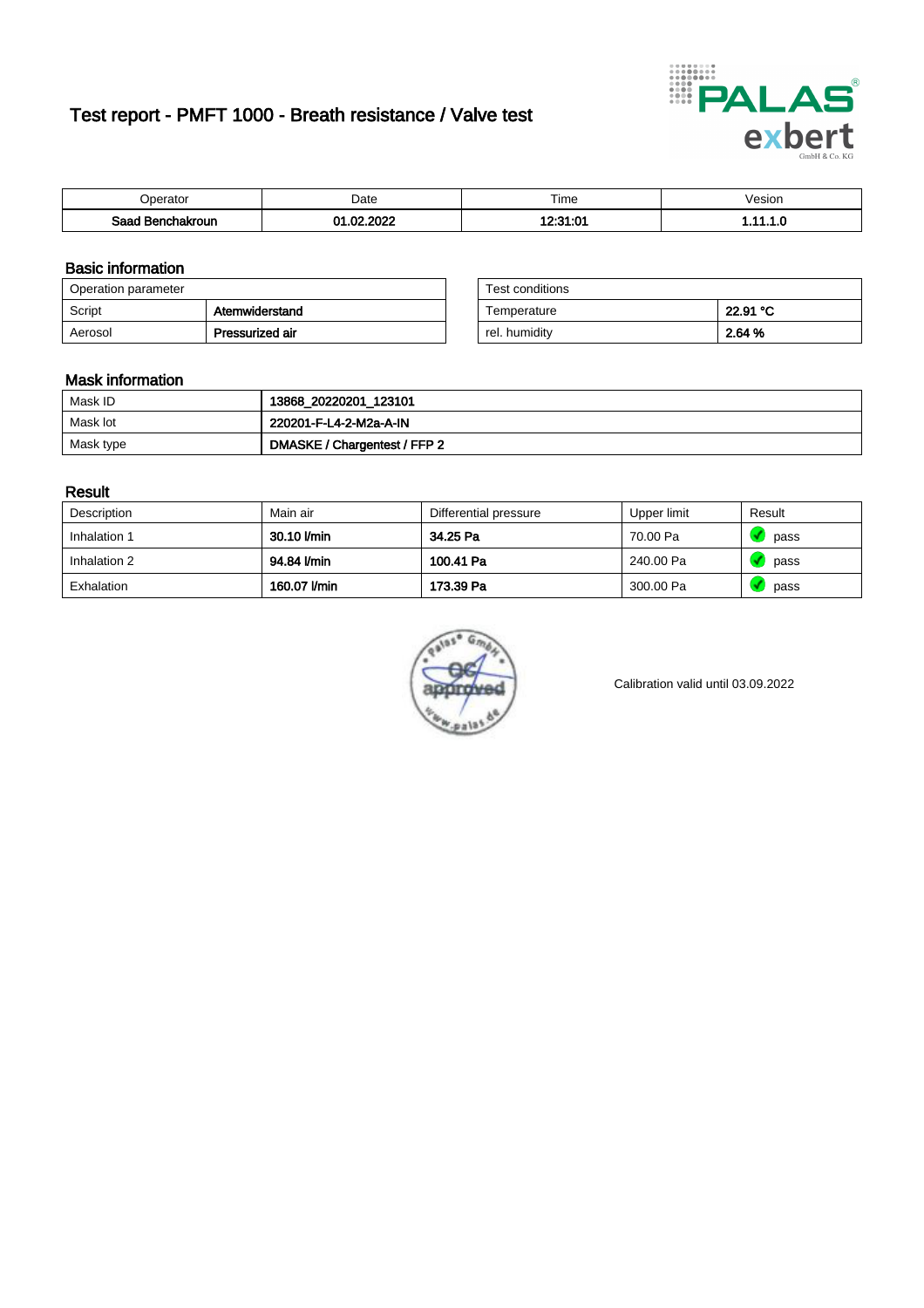# Test report - PMFT 1000 - Breath resistance / Valve test

| Operator | Date | Time | Vesion |
|---|---|---|---|
| **Saad Benchakroun** | **01.02.2022** | **12:31:01** | **1.11.1.0** |

## Basic information

| Operation parameter | |
|---|---|
| Script | **Atemwiderstand** |
| Aerosol | **Pressurized air** |

| Test conditions | |
|---|---|
| Temperature | **22.91 °C** |
| rel. humidity | **2.64 %** |

## Mask information

| | |
|---|---|
| Mask ID | **13868_20220201_123101** |
| Mask lot | **220201-F-L4-2-M2a-A-IN** |
| Mask type | **DMASKE / Chargentest / FFP 2** |

## Result

| Description | Main air | Differential pressure | Upper limit | Result |
|---|---|---|---|---|
| Inhalation 1 | **30.10 l/min** | **34.25 Pa** | 70.00 Pa | pass |
| Inhalation 2 | **94.84 l/min** | **100.41 Pa** | 240.00 Pa | pass |
| Exhalation | **160.07 l/min** | **173.39 Pa** | 300.00 Pa | pass |

Calibration valid until 03.09.2022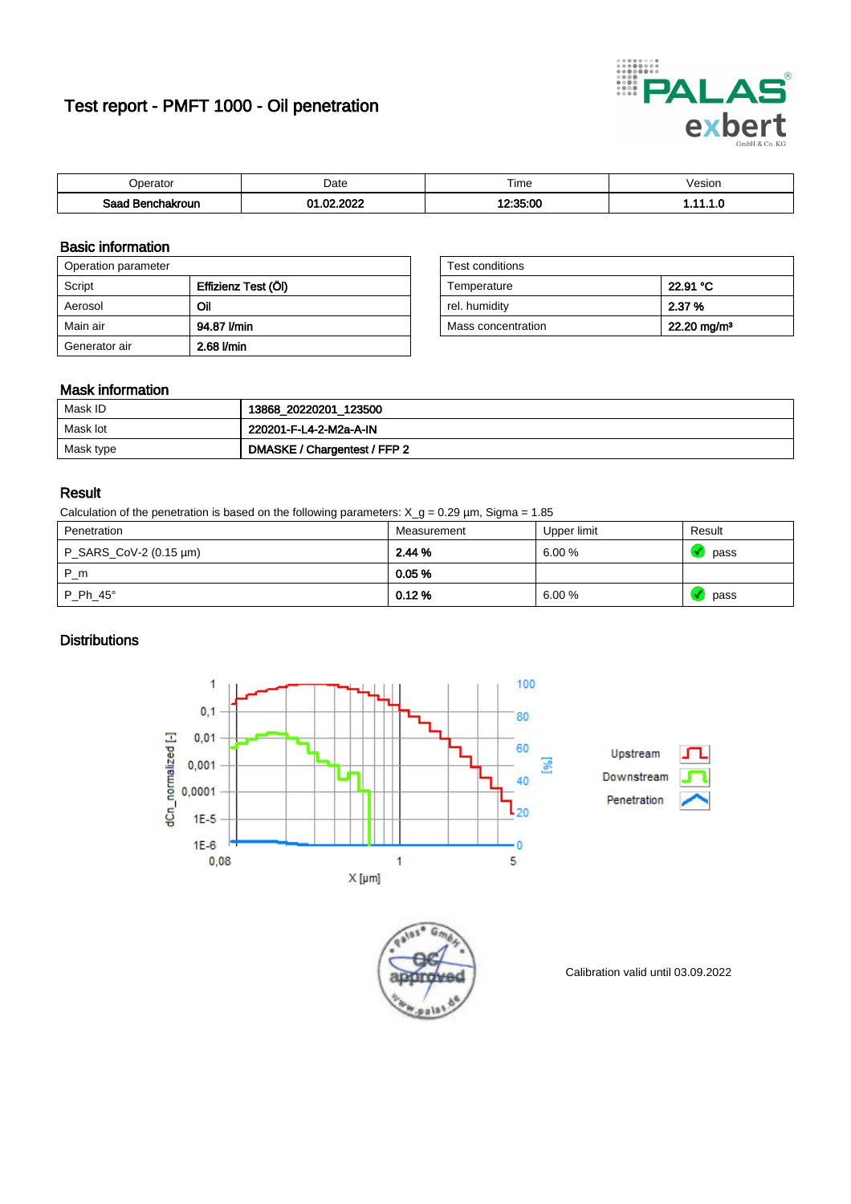# Test report - PMFT 1000 - Oil penetration

| Operator | Date | Time | Vesion |
|---|---|---|---|
| **Saad Benchakroun** | **01.02.2022** | **12:35:00** | **1.11.1.0** |

## Basic information

| Operation parameter | |
|---|---|
| Script | **Effizienz Test (Öl)** |
| Aerosol | **Oil** |
| Main air | **94.87 l/min** |
| Generator air | **2.68 l/min** |

| Test conditions | |
|---|---|
| Temperature | **22.91 °C** |
| rel. humidity | **2.37 %** |
| Mass concentration | **22.20 mg/m³** |

## Mask information

| | |
|---|---|
| Mask ID | **13868_20220201_123500** |
| Mask lot | **220201-F-L4-2-M2a-A-IN** |
| Mask type | **DMASKE / Chargentest / FFP 2** |

## Result

Calculation of the penetration is based on the following parameters: $X_g$ = 0.29 µm, Sigma = 1.85

| Penetration | Measurement | Upper limit | Result |
|---|---|---|---|
| P_SARS_CoV-2 (0.15 µm) | **2.44 %** | 6.00 % | pass |
| P_m | **0.05 %** | | |
| P_Ph_45° | **0.12 %** | 6.00 % | pass |

## Distributions

dCn_normalized [-]
1
0,1
0,01
0,001
0,0001
1E-5
1E-6
0,08
1
5
X [µm]
[%]
100
80
60
40
20
0
Upstream
Downstream
Penetration

QC approved
Palas® GmbH
www.palas.de

Calibration valid until 03.09.2022